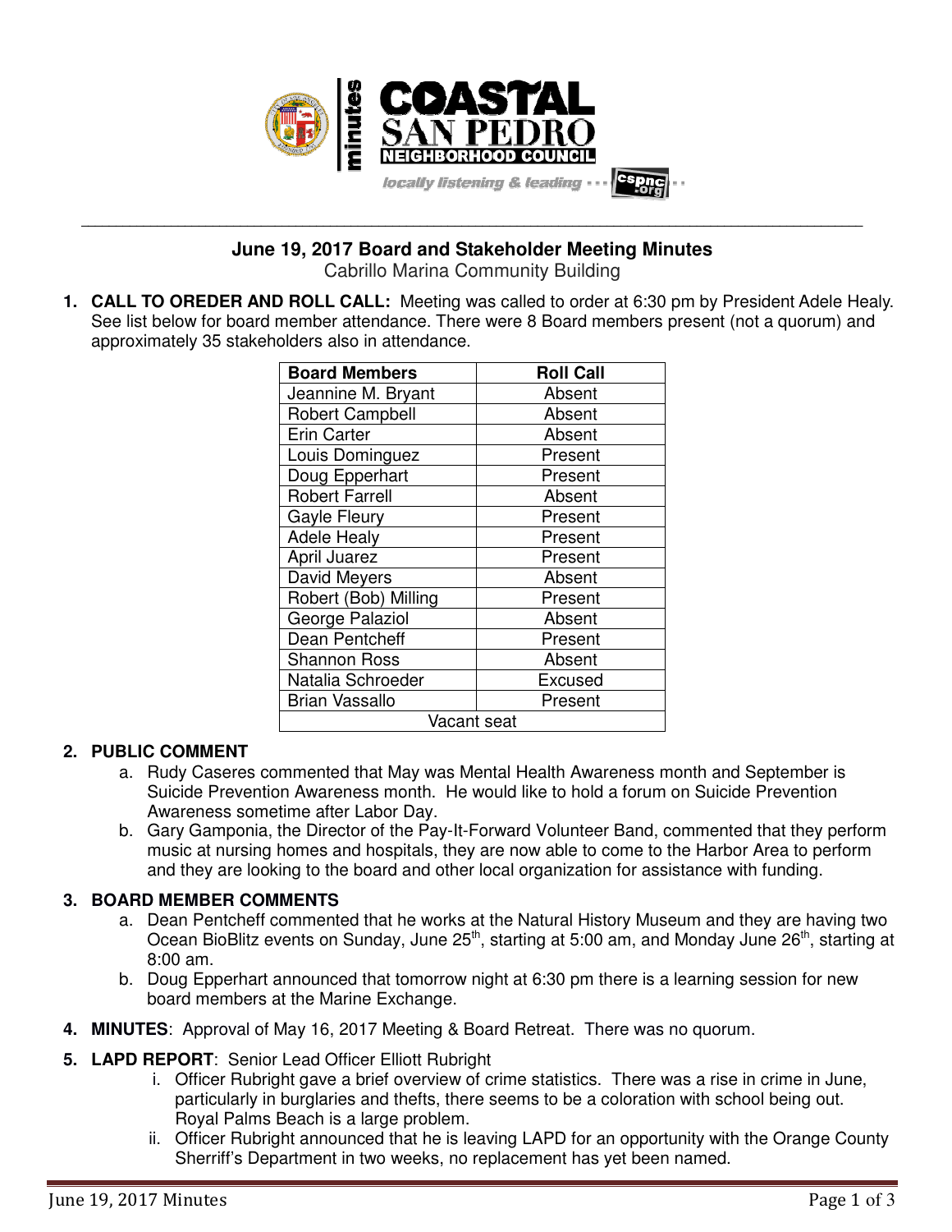**COASTAL SAN PEDRO NEIGHBORHOOD COUNCIL** minutes

*locally listening & leading* cspnc.org

---

## June 19, 2017 Board and Stakeholder Meeting Minutes

Cabrillo Marina Community Building

1. **CALL TO OREDER AND ROLL CALL:** Meeting was called to order at 6:30 pm by President Adele Healy. See list below for board member attendance. There were 8 Board members present (not a quorum) and approximately 35 stakeholders also in attendance.

| Board Members | Roll Call |
|---|---|
| Jeannine M. Bryant | Absent |
| Robert Campbell | Absent |
| Erin Carter | Absent |
| Louis Dominguez | Present |
| Doug Epperhart | Present |
| Robert Farrell | Absent |
| Gayle Fleury | Present |
| Adele Healy | Present |
| April Juarez | Present |
| David Meyers | Absent |
| Robert (Bob) Milling | Present |
| George Palaziol | Absent |
| Dean Pentcheff | Present |
| Shannon Ross | Absent |
| Natalia Schroeder | Excused |
| Brian Vassallo | Present |
| Vacant seat | |

2. **PUBLIC COMMENT**
   a. Rudy Caseres commented that May was Mental Health Awareness month and September is Suicide Prevention Awareness month. He would like to hold a forum on Suicide Prevention Awareness sometime after Labor Day.
   b. Gary Gamponia, the Director of the Pay-It-Forward Volunteer Band, commented that they perform music at nursing homes and hospitals, they are now able to come to the Harbor Area to perform and they are looking to the board and other local organization for assistance with funding.

3. **BOARD MEMBER COMMENTS**
   a. Dean Pentcheff commented that he works at the Natural History Museum and they are having two Ocean BioBlitz events on Sunday, June 25th, starting at 5:00 am, and Monday June 26th, starting at 8:00 am.
   b. Doug Epperhart announced that tomorrow night at 6:30 pm there is a learning session for new board members at the Marine Exchange.

4. **MINUTES**: Approval of May 16, 2017 Meeting & Board Retreat. There was no quorum.

5. **LAPD REPORT**: Senior Lead Officer Elliott Rubright
   i. Officer Rubright gave a brief overview of crime statistics. There was a rise in crime in June, particularly in burglaries and thefts, there seems to be a coloration with school being out. Royal Palms Beach is a large problem.
   ii. Officer Rubright announced that he is leaving LAPD for an opportunity with the Orange County Sherriff's Department in two weeks, no replacement has yet been named.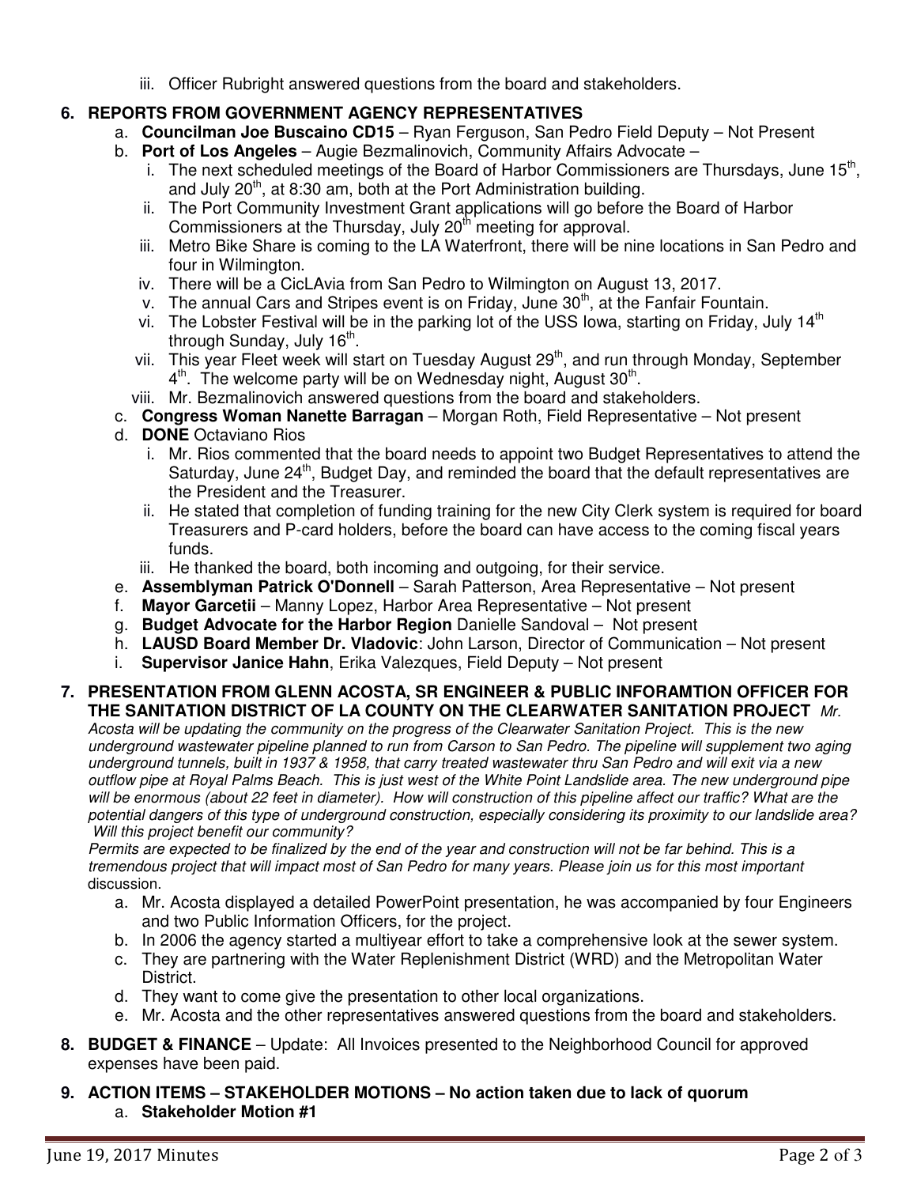iii. Officer Rubright answered questions from the board and stakeholders.

**6. REPORTS FROM GOVERNMENT AGENCY REPRESENTATIVES**

a. **Councilman Joe Buscaino CD15** – Ryan Ferguson, San Pedro Field Deputy – Not Present

b. **Port of Los Angeles** – Augie Bezmalinovich, Community Affairs Advocate –

i. The next scheduled meetings of the Board of Harbor Commissioners are Thursdays, June 15th, and July 20th, at 8:30 am, both at the Port Administration building.

ii. The Port Community Investment Grant applications will go before the Board of Harbor Commissioners at the Thursday, July 20th meeting for approval.

iii. Metro Bike Share is coming to the LA Waterfront, there will be nine locations in San Pedro and four in Wilmington.

iv. There will be a CicLAvia from San Pedro to Wilmington on August 13, 2017.

v. The annual Cars and Stripes event is on Friday, June 30th, at the Fanfair Fountain.

vi. The Lobster Festival will be in the parking lot of the USS Iowa, starting on Friday, July 14th through Sunday, July 16th.

vii. This year Fleet week will start on Tuesday August 29th, and run through Monday, September 4th. The welcome party will be on Wednesday night, August 30th.

viii. Mr. Bezmalinovich answered questions from the board and stakeholders.

c. **Congress Woman Nanette Barragan** – Morgan Roth, Field Representative – Not present

d. **DONE** Octaviano Rios

i. Mr. Rios commented that the board needs to appoint two Budget Representatives to attend the Saturday, June 24th, Budget Day, and reminded the board that the default representatives are the President and the Treasurer.

ii. He stated that completion of funding training for the new City Clerk system is required for board Treasurers and P-card holders, before the board can have access to the coming fiscal years funds.

iii. He thanked the board, both incoming and outgoing, for their service.

e. **Assemblyman Patrick O'Donnell** – Sarah Patterson, Area Representative – Not present

f. **Mayor Garcetii** – Manny Lopez, Harbor Area Representative – Not present

g. **Budget Advocate for the Harbor Region** Danielle Sandoval – Not present

h. **LAUSD Board Member Dr. Vladovic**: John Larson, Director of Communication – Not present

i. **Supervisor Janice Hahn**, Erika Valezques, Field Deputy – Not present

**7. PRESENTATION FROM GLENN ACOSTA, SR ENGINEER & PUBLIC INFORAMTION OFFICER FOR THE SANITATION DISTRICT OF LA COUNTY ON THE CLEARWATER SANITATION PROJECT** *Mr. Acosta will be updating the community on the progress of the Clearwater Sanitation Project. This is the new underground wastewater pipeline planned to run from Carson to San Pedro. The pipeline will supplement two aging underground tunnels, built in 1937 & 1958, that carry treated wastewater thru San Pedro and will exit via a new outflow pipe at Royal Palms Beach. This is just west of the White Point Landslide area. The new underground pipe will be enormous (about 22 feet in diameter). How will construction of this pipeline affect our traffic? What are the potential dangers of this type of underground construction, especially considering its proximity to our landslide area? Will this project benefit our community?*

*Permits are expected to be finalized by the end of the year and construction will not be far behind. This is a tremendous project that will impact most of San Pedro for many years. Please join us for this most important* discussion.

a. Mr. Acosta displayed a detailed PowerPoint presentation, he was accompanied by four Engineers and two Public Information Officers, for the project.

b. In 2006 the agency started a multiyear effort to take a comprehensive look at the sewer system.

c. They are partnering with the Water Replenishment District (WRD) and the Metropolitan Water District.

d. They want to come give the presentation to other local organizations.

e. Mr. Acosta and the other representatives answered questions from the board and stakeholders.

**8. BUDGET & FINANCE** – Update: All Invoices presented to the Neighborhood Council for approved expenses have been paid.

**9. ACTION ITEMS – STAKEHOLDER MOTIONS – No action taken due to lack of quorum**

a. **Stakeholder Motion #1**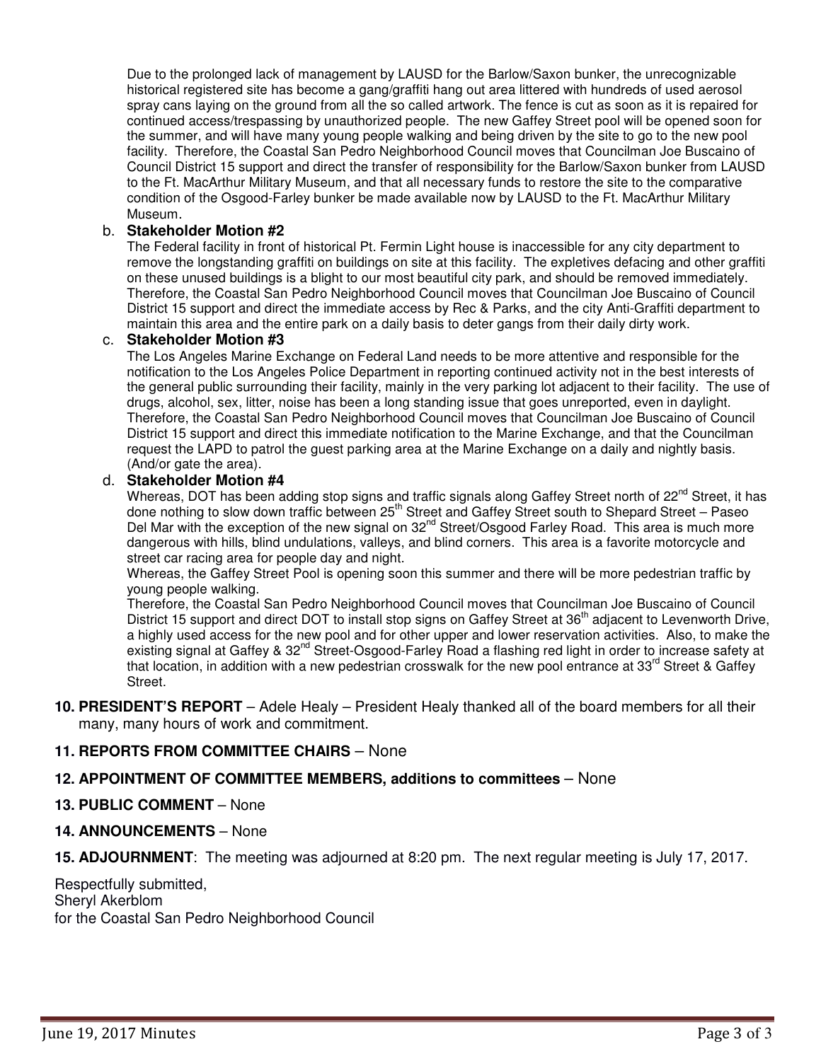Due to the prolonged lack of management by LAUSD for the Barlow/Saxon bunker, the unrecognizable historical registered site has become a gang/graffiti hang out area littered with hundreds of used aerosol spray cans laying on the ground from all the so called artwork. The fence is cut as soon as it is repaired for continued access/trespassing by unauthorized people. The new Gaffey Street pool will be opened soon for the summer, and will have many young people walking and being driven by the site to go to the new pool facility. Therefore, the Coastal San Pedro Neighborhood Council moves that Councilman Joe Buscaino of Council District 15 support and direct the transfer of responsibility for the Barlow/Saxon bunker from LAUSD to the Ft. MacArthur Military Museum, and that all necessary funds to restore the site to the comparative condition of the Osgood-Farley bunker be made available now by LAUSD to the Ft. MacArthur Military Museum.

b. **Stakeholder Motion #2**

The Federal facility in front of historical Pt. Fermin Light house is inaccessible for any city department to remove the longstanding graffiti on buildings on site at this facility. The expletives defacing and other graffiti on these unused buildings is a blight to our most beautiful city park, and should be removed immediately. Therefore, the Coastal San Pedro Neighborhood Council moves that Councilman Joe Buscaino of Council District 15 support and direct the immediate access by Rec & Parks, and the city Anti-Graffiti department to maintain this area and the entire park on a daily basis to deter gangs from their daily dirty work.

c. **Stakeholder Motion #3**

The Los Angeles Marine Exchange on Federal Land needs to be more attentive and responsible for the notification to the Los Angeles Police Department in reporting continued activity not in the best interests of the general public surrounding their facility, mainly in the very parking lot adjacent to their facility. The use of drugs, alcohol, sex, litter, noise has been a long standing issue that goes unreported, even in daylight. Therefore, the Coastal San Pedro Neighborhood Council moves that Councilman Joe Buscaino of Council District 15 support and direct this immediate notification to the Marine Exchange, and that the Councilman request the LAPD to patrol the guest parking area at the Marine Exchange on a daily and nightly basis. (And/or gate the area).

d. **Stakeholder Motion #4**

Whereas, DOT has been adding stop signs and traffic signals along Gaffey Street north of 22nd Street, it has done nothing to slow down traffic between 25th Street and Gaffey Street south to Shepard Street – Paseo Del Mar with the exception of the new signal on 32nd Street/Osgood Farley Road. This area is much more dangerous with hills, blind undulations, valleys, and blind corners. This area is a favorite motorcycle and street car racing area for people day and night.

Whereas, the Gaffey Street Pool is opening soon this summer and there will be more pedestrian traffic by young people walking.

Therefore, the Coastal San Pedro Neighborhood Council moves that Councilman Joe Buscaino of Council District 15 support and direct DOT to install stop signs on Gaffey Street at 36th adjacent to Levenworth Drive, a highly used access for the new pool and for other upper and lower reservation activities. Also, to make the existing signal at Gaffey & 32nd Street-Osgood-Farley Road a flashing red light in order to increase safety at that location, in addition with a new pedestrian crosswalk for the new pool entrance at 33rd Street & Gaffey Street.

**10. PRESIDENT'S REPORT** – Adele Healy – President Healy thanked all of the board members for all their many, many hours of work and commitment.

**11. REPORTS FROM COMMITTEE CHAIRS** – None

**12. APPOINTMENT OF COMMITTEE MEMBERS, additions to committees** – None

**13. PUBLIC COMMENT** – None

**14. ANNOUNCEMENTS** – None

**15. ADJOURNMENT**: The meeting was adjourned at 8:20 pm. The next regular meeting is July 17, 2017.

Respectfully submitted,
Sheryl Akerblom
for the Coastal San Pedro Neighborhood Council